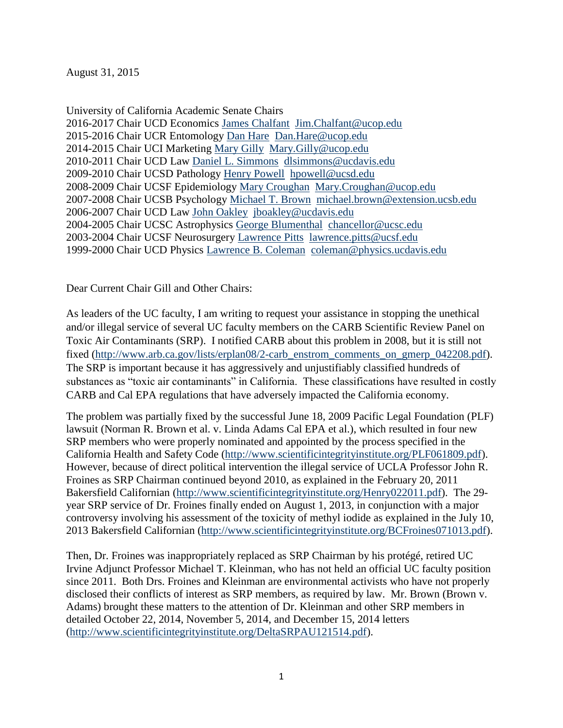August 31, 2015

University of California Academic Senate Chairs
2016-2017 Chair UCD Economics [James Chalfant](#) [Jim.Chalfant@ucop.edu](mailto:Jim.Chalfant@ucop.edu)
2015-2016 Chair UCR Entomology [Dan Hare](#) [Dan.Hare@ucop.edu](mailto:Dan.Hare@ucop.edu)
2014-2015 Chair UCI Marketing [Mary Gilly](#) [Mary.Gilly@ucop.edu](mailto:Mary.Gilly@ucop.edu)
2010-2011 Chair UCD Law [Daniel L. Simmons](#) [dlsimmons@ucdavis.edu](mailto:dlsimmons@ucdavis.edu)
2009-2010 Chair UCSD Pathology [Henry Powell](#) [hpowell@ucsd.edu](mailto:hpowell@ucsd.edu)
2008-2009 Chair UCSF Epidemiology [Mary Croughan](#) [Mary.Croughan@ucop.edu](mailto:Mary.Croughan@ucop.edu)
2007-2008 Chair UCSB Psychology [Michael T. Brown](#) [michael.brown@extension.ucsb.edu](mailto:michael.brown@extension.ucsb.edu)
2006-2007 Chair UCD Law [John Oakley](#) [jboakley@ucdavis.edu](mailto:jboakley@ucdavis.edu)
2004-2005 Chair UCSC Astrophysics [George Blumenthal](#) [chancellor@ucsc.edu](mailto:chancellor@ucsc.edu)
2003-2004 Chair UCSF Neurosurgery [Lawrence Pitts](#) [lawrence.pitts@ucsf.edu](mailto:lawrence.pitts@ucsf.edu)
1999-2000 Chair UCD Physics [Lawrence B. Coleman](#) [coleman@physics.ucdavis.edu](mailto:coleman@physics.ucdavis.edu)

Dear Current Chair Gill and Other Chairs:

As leaders of the UC faculty, I am writing to request your assistance in stopping the unethical and/or illegal service of several UC faculty members on the CARB Scientific Review Panel on Toxic Air Contaminants (SRP). I notified CARB about this problem in 2008, but it is still not fixed (http://www.arb.ca.gov/lists/erplan08/2-carb_enstrom_comments_on_gmerp_042208.pdf). The SRP is important because it has aggressively and unjustifiably classified hundreds of substances as "toxic air contaminants" in California. These classifications have resulted in costly CARB and Cal EPA regulations that have adversely impacted the California economy.

The problem was partially fixed by the successful June 18, 2009 Pacific Legal Foundation (PLF) lawsuit (Norman R. Brown et al. v. Linda Adams Cal EPA et al.), which resulted in four new SRP members who were properly nominated and appointed by the process specified in the California Health and Safety Code (http://www.scientificintegrityinstitute.org/PLF061809.pdf). However, because of direct political intervention the illegal service of UCLA Professor John R. Froines as SRP Chairman continued beyond 2010, as explained in the February 20, 2011 Bakersfield Californian (http://www.scientificintegrityinstitute.org/Henry022011.pdf). The 29-year SRP service of Dr. Froines finally ended on August 1, 2013, in conjunction with a major controversy involving his assessment of the toxicity of methyl iodide as explained in the July 10, 2013 Bakersfield Californian (http://www.scientificintegrityinstitute.org/BCFroines071013.pdf).

Then, Dr. Froines was inappropriately replaced as SRP Chairman by his protégé, retired UC Irvine Adjunct Professor Michael T. Kleinman, who has not held an official UC faculty position since 2011. Both Drs. Froines and Kleinman are environmental activists who have not properly disclosed their conflicts of interest as SRP members, as required by law. Mr. Brown (Brown v. Adams) brought these matters to the attention of Dr. Kleinman and other SRP members in detailed October 22, 2014, November 5, 2014, and December 15, 2014 letters (http://www.scientificintegrityinstitute.org/DeltaSRPAU121514.pdf).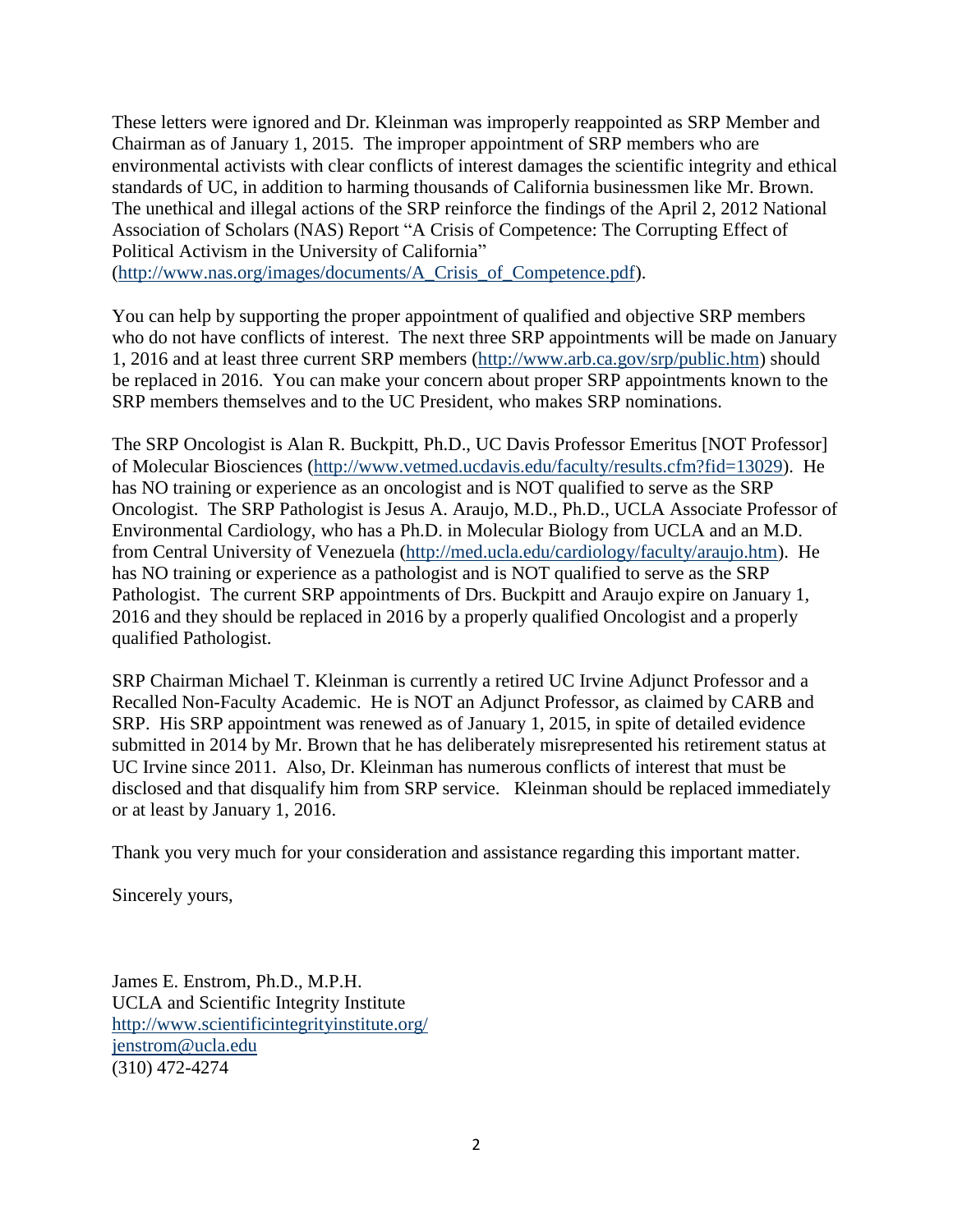These letters were ignored and Dr. Kleinman was improperly reappointed as SRP Member and Chairman as of January 1, 2015. The improper appointment of SRP members who are environmental activists with clear conflicts of interest damages the scientific integrity and ethical standards of UC, in addition to harming thousands of California businessmen like Mr. Brown. The unethical and illegal actions of the SRP reinforce the findings of the April 2, 2012 National Association of Scholars (NAS) Report "A Crisis of Competence: The Corrupting Effect of Political Activism in the University of California" (http://www.nas.org/images/documents/A_Crisis_of_Competence.pdf).

You can help by supporting the proper appointment of qualified and objective SRP members who do not have conflicts of interest. The next three SRP appointments will be made on January 1, 2016 and at least three current SRP members (http://www.arb.ca.gov/srp/public.htm) should be replaced in 2016. You can make your concern about proper SRP appointments known to the SRP members themselves and to the UC President, who makes SRP nominations.

The SRP Oncologist is Alan R. Buckpitt, Ph.D., UC Davis Professor Emeritus [NOT Professor] of Molecular Biosciences (http://www.vetmed.ucdavis.edu/faculty/results.cfm?fid=13029). He has NO training or experience as an oncologist and is NOT qualified to serve as the SRP Oncologist. The SRP Pathologist is Jesus A. Araujo, M.D., Ph.D., UCLA Associate Professor of Environmental Cardiology, who has a Ph.D. in Molecular Biology from UCLA and an M.D. from Central University of Venezuela (http://med.ucla.edu/cardiology/faculty/araujo.htm). He has NO training or experience as a pathologist and is NOT qualified to serve as the SRP Pathologist. The current SRP appointments of Drs. Buckpitt and Araujo expire on January 1, 2016 and they should be replaced in 2016 by a properly qualified Oncologist and a properly qualified Pathologist.

SRP Chairman Michael T. Kleinman is currently a retired UC Irvine Adjunct Professor and a Recalled Non-Faculty Academic. He is NOT an Adjunct Professor, as claimed by CARB and SRP. His SRP appointment was renewed as of January 1, 2015, in spite of detailed evidence submitted in 2014 by Mr. Brown that he has deliberately misrepresented his retirement status at UC Irvine since 2011. Also, Dr. Kleinman has numerous conflicts of interest that must be disclosed and that disqualify him from SRP service. Kleinman should be replaced immediately or at least by January 1, 2016.

Thank you very much for your consideration and assistance regarding this important matter.

Sincerely yours,

James E. Enstrom, Ph.D., M.P.H.
UCLA and Scientific Integrity Institute
http://www.scientificintegrityinstitute.org/
jenstrom@ucla.edu
(310) 472-4274